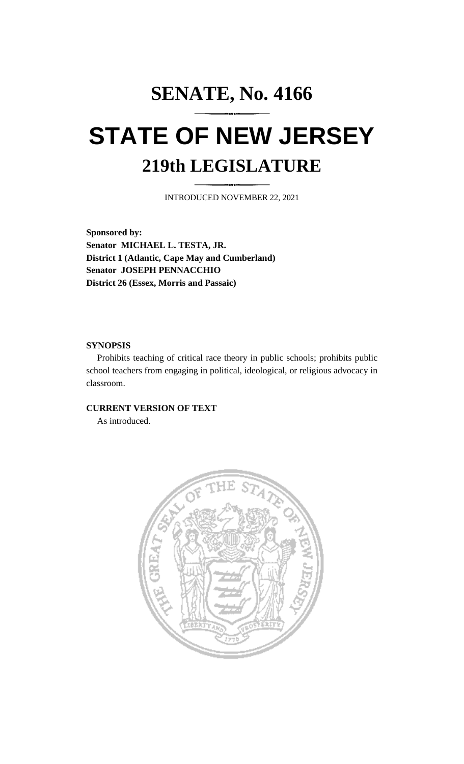# SENATE, No. 4166

# STATE OF NEW JERSEY

## 219th LEGISLATURE

INTRODUCED NOVEMBER 22, 2021

**Sponsored by:**
**Senator MICHAEL L. TESTA, JR.**
**District 1 (Atlantic, Cape May and Cumberland)**
**Senator JOSEPH PENNACCHIO**
**District 26 (Essex, Morris and Passaic)**

**SYNOPSIS**

Prohibits teaching of critical race theory in public schools; prohibits public school teachers from engaging in political, ideological, or religious advocacy in classroom.

**CURRENT VERSION OF TEXT**

As introduced.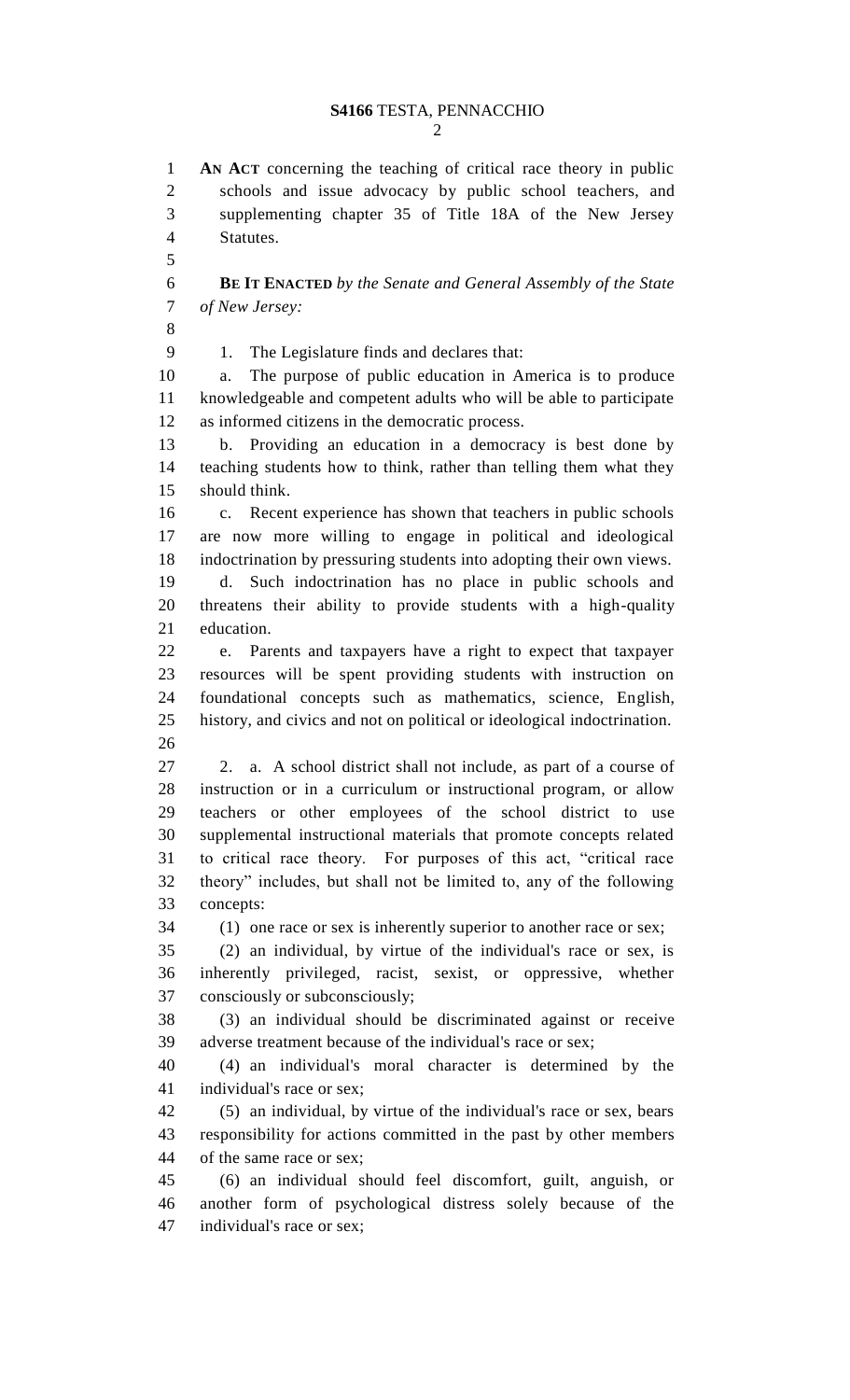**AN ACT** concerning the teaching of critical race theory in public schools and issue advocacy by public school teachers, and supplementing chapter 35 of Title 18A of the New Jersey Statutes.

**BE IT ENACTED** *by the Senate and General Assembly of the State of New Jersey:*

1. The Legislature finds and declares that:

a. The purpose of public education in America is to produce knowledgeable and competent adults who will be able to participate as informed citizens in the democratic process.

b. Providing an education in a democracy is best done by teaching students how to think, rather than telling them what they should think.

c. Recent experience has shown that teachers in public schools are now more willing to engage in political and ideological indoctrination by pressuring students into adopting their own views.

d. Such indoctrination has no place in public schools and threatens their ability to provide students with a high-quality education.

e. Parents and taxpayers have a right to expect that taxpayer resources will be spent providing students with instruction on foundational concepts such as mathematics, science, English, history, and civics and not on political or ideological indoctrination.

2. a. A school district shall not include, as part of a course of instruction or in a curriculum or instructional program, or allow teachers or other employees of the school district to use supplemental instructional materials that promote concepts related to critical race theory. For purposes of this act, "critical race theory" includes, but shall not be limited to, any of the following concepts:

(1) one race or sex is inherently superior to another race or sex;

(2) an individual, by virtue of the individual's race or sex, is inherently privileged, racist, sexist, or oppressive, whether consciously or subconsciously;

(3) an individual should be discriminated against or receive adverse treatment because of the individual's race or sex;

(4) an individual's moral character is determined by the individual's race or sex;

(5) an individual, by virtue of the individual's race or sex, bears responsibility for actions committed in the past by other members of the same race or sex;

(6) an individual should feel discomfort, guilt, anguish, or another form of psychological distress solely because of the individual's race or sex;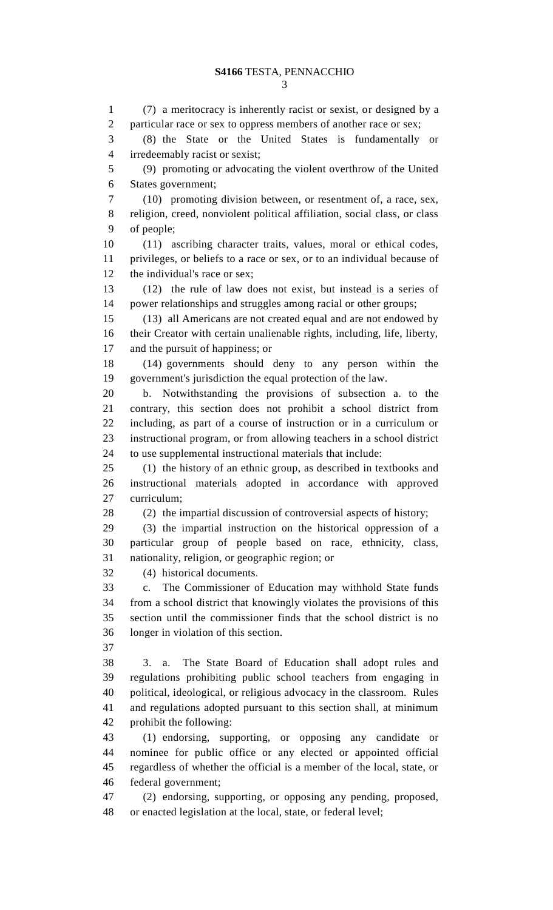(7) a meritocracy is inherently racist or sexist, or designed by a particular race or sex to oppress members of another race or sex;

(8) the State or the United States is fundamentally or irredeemably racist or sexist;

(9) promoting or advocating the violent overthrow of the United States government;

(10) promoting division between, or resentment of, a race, sex, religion, creed, nonviolent political affiliation, social class, or class of people;

(11) ascribing character traits, values, moral or ethical codes, privileges, or beliefs to a race or sex, or to an individual because of the individual's race or sex;

(12) the rule of law does not exist, but instead is a series of power relationships and struggles among racial or other groups;

(13) all Americans are not created equal and are not endowed by their Creator with certain unalienable rights, including, life, liberty, and the pursuit of happiness; or

(14) governments should deny to any person within the government's jurisdiction the equal protection of the law.

b. Notwithstanding the provisions of subsection a. to the contrary, this section does not prohibit a school district from including, as part of a course of instruction or in a curriculum or instructional program, or from allowing teachers in a school district to use supplemental instructional materials that include:

(1) the history of an ethnic group, as described in textbooks and instructional materials adopted in accordance with approved curriculum;

(2) the impartial discussion of controversial aspects of history;

(3) the impartial instruction on the historical oppression of a particular group of people based on race, ethnicity, class, nationality, religion, or geographic region; or

(4) historical documents.

c. The Commissioner of Education may withhold State funds from a school district that knowingly violates the provisions of this section until the commissioner finds that the school district is no longer in violation of this section.

3. a. The State Board of Education shall adopt rules and regulations prohibiting public school teachers from engaging in political, ideological, or religious advocacy in the classroom. Rules and regulations adopted pursuant to this section shall, at minimum prohibit the following:

(1) endorsing, supporting, or opposing any candidate or nominee for public office or any elected or appointed official regardless of whether the official is a member of the local, state, or federal government;

(2) endorsing, supporting, or opposing any pending, proposed, or enacted legislation at the local, state, or federal level;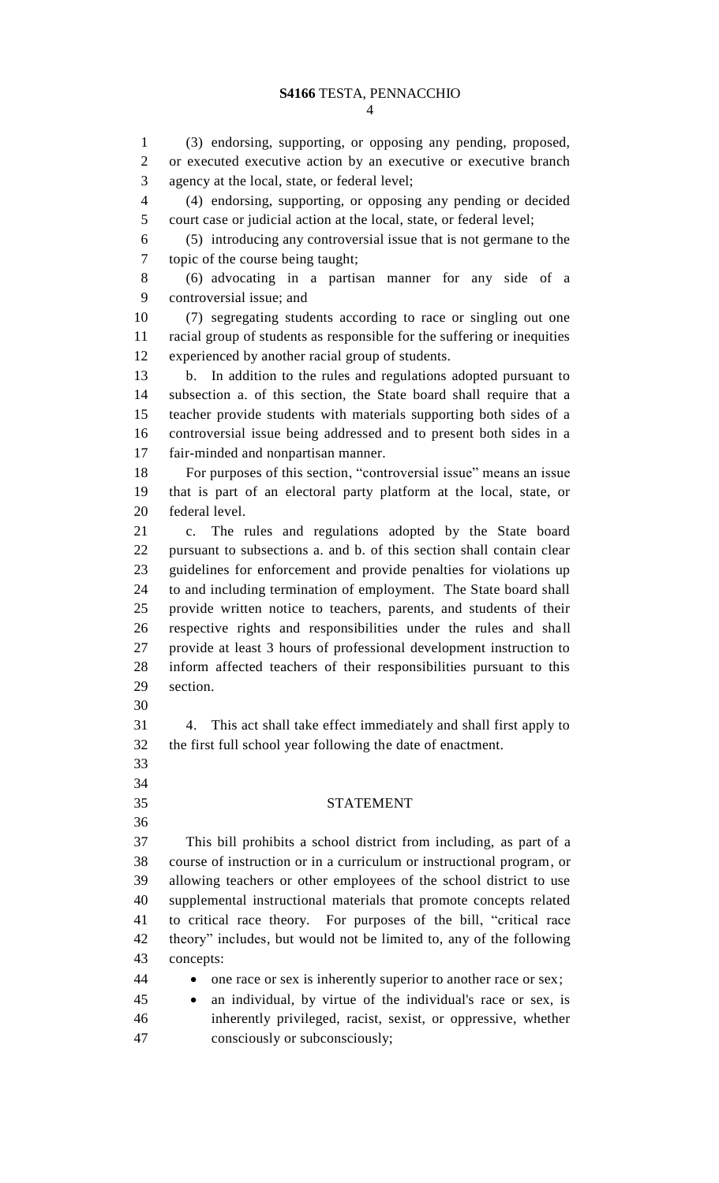(3) endorsing, supporting, or opposing any pending, proposed, or executed executive action by an executive or executive branch agency at the local, state, or federal level;

(4) endorsing, supporting, or opposing any pending or decided court case or judicial action at the local, state, or federal level;

(5) introducing any controversial issue that is not germane to the topic of the course being taught;

(6) advocating in a partisan manner for any side of a controversial issue; and

(7) segregating students according to race or singling out one racial group of students as responsible for the suffering or inequities experienced by another racial group of students.

b. In addition to the rules and regulations adopted pursuant to subsection a. of this section, the State board shall require that a teacher provide students with materials supporting both sides of a controversial issue being addressed and to present both sides in a fair-minded and nonpartisan manner.

For purposes of this section, "controversial issue" means an issue that is part of an electoral party platform at the local, state, or federal level.

c. The rules and regulations adopted by the State board pursuant to subsections a. and b. of this section shall contain clear guidelines for enforcement and provide penalties for violations up to and including termination of employment. The State board shall provide written notice to teachers, parents, and students of their respective rights and responsibilities under the rules and shall provide at least 3 hours of professional development instruction to inform affected teachers of their responsibilities pursuant to this section.

4. This act shall take effect immediately and shall first apply to the first full school year following the date of enactment.

## STATEMENT

This bill prohibits a school district from including, as part of a course of instruction or in a curriculum or instructional program, or allowing teachers or other employees of the school district to use supplemental instructional materials that promote concepts related to critical race theory. For purposes of the bill, "critical race theory" includes, but would not be limited to, any of the following concepts:

- one race or sex is inherently superior to another race or sex;
- an individual, by virtue of the individual's race or sex, is inherently privileged, racist, sexist, or oppressive, whether consciously or subconsciously;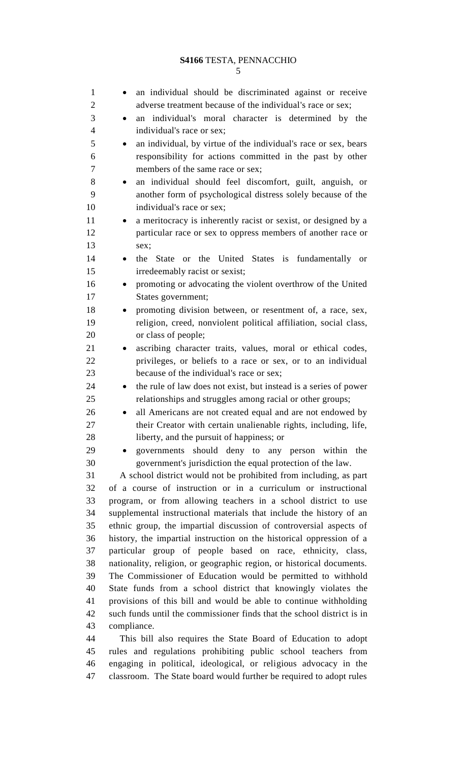- an individual should be discriminated against or receive adverse treatment because of the individual's race or sex;
- an individual's moral character is determined by the individual's race or sex;
- an individual, by virtue of the individual's race or sex, bears responsibility for actions committed in the past by other members of the same race or sex;
- an individual should feel discomfort, guilt, anguish, or another form of psychological distress solely because of the individual's race or sex;
- a meritocracy is inherently racist or sexist, or designed by a particular race or sex to oppress members of another race or sex;
- the State or the United States is fundamentally or irredeemably racist or sexist;
- promoting or advocating the violent overthrow of the United States government;
- promoting division between, or resentment of, a race, sex, religion, creed, nonviolent political affiliation, social class, or class of people;
- ascribing character traits, values, moral or ethical codes, privileges, or beliefs to a race or sex, or to an individual because of the individual's race or sex;
- the rule of law does not exist, but instead is a series of power relationships and struggles among racial or other groups;
- all Americans are not created equal and are not endowed by their Creator with certain unalienable rights, including, life, liberty, and the pursuit of happiness; or
- governments should deny to any person within the government's jurisdiction the equal protection of the law.

A school district would not be prohibited from including, as part of a course of instruction or in a curriculum or instructional program, or from allowing teachers in a school district to use supplemental instructional materials that include the history of an ethnic group, the impartial discussion of controversial aspects of history, the impartial instruction on the historical oppression of a particular group of people based on race, ethnicity, class, nationality, religion, or geographic region, or historical documents. The Commissioner of Education would be permitted to withhold State funds from a school district that knowingly violates the provisions of this bill and would be able to continue withholding such funds until the commissioner finds that the school district is in compliance.

This bill also requires the State Board of Education to adopt rules and regulations prohibiting public school teachers from engaging in political, ideological, or religious advocacy in the classroom. The State board would further be required to adopt rules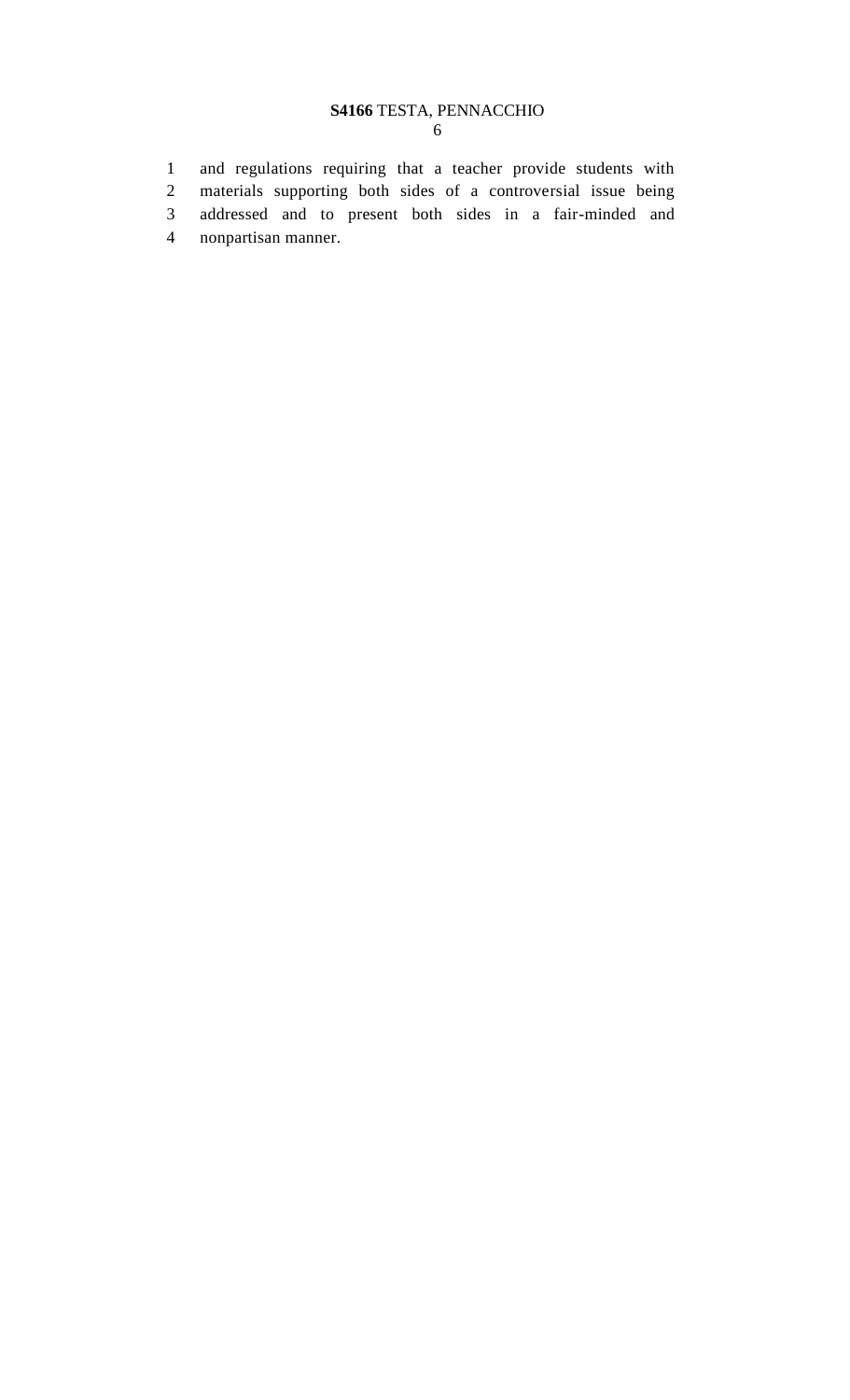and regulations requiring that a teacher provide students with materials supporting both sides of a controversial issue being addressed and to present both sides in a fair-minded and nonpartisan manner.